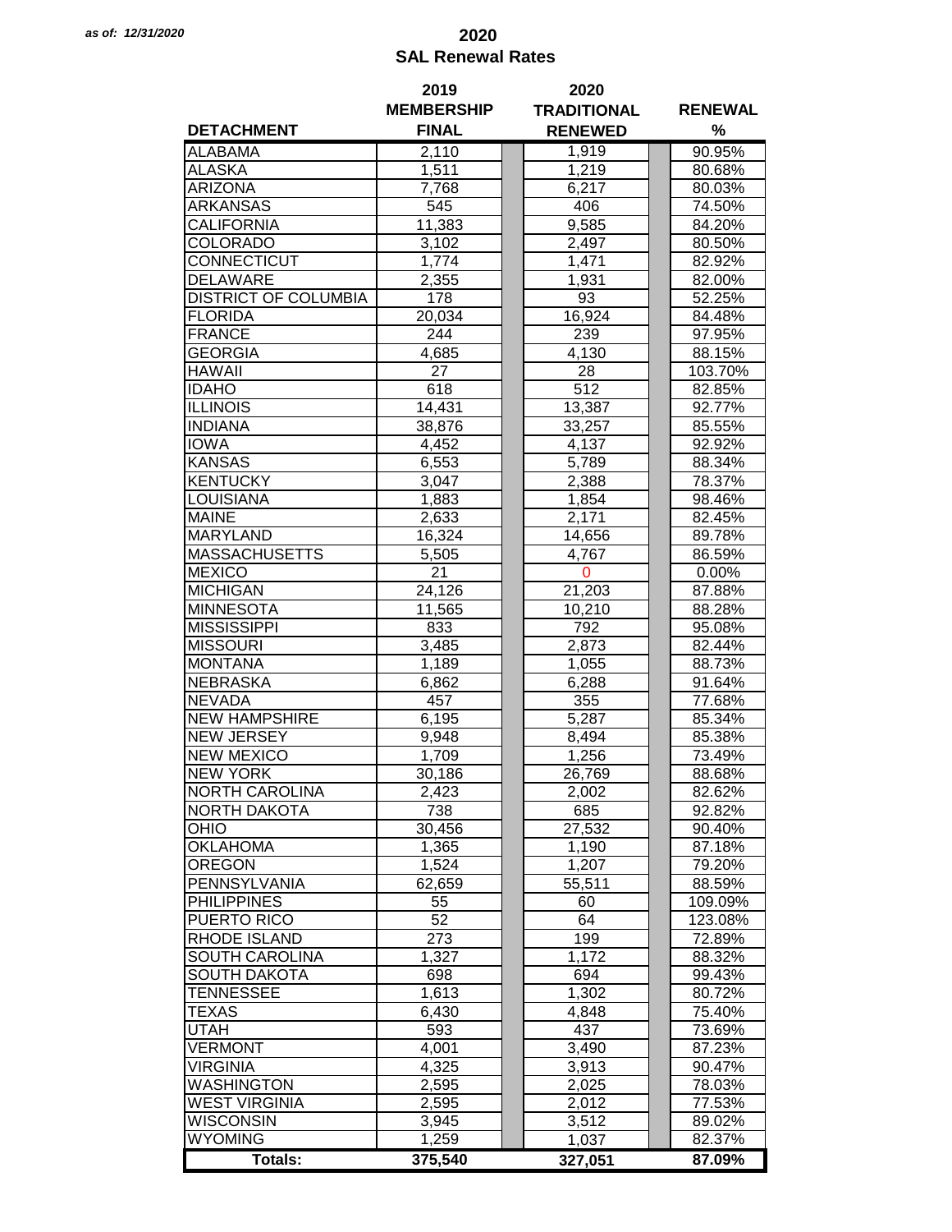*as of: 12/31/2020*

# 2020
## SAL Renewal Rates

| DETACHMENT | 2019 MEMBERSHIP FINAL | 2020 TRADITIONAL RENEWED | RENEWAL % |
|---|---|---|---|
| ALABAMA | 2,110 | 1,919 | 90.95% |
| ALASKA | 1,511 | 1,219 | 80.68% |
| ARIZONA | 7,768 | 6,217 | 80.03% |
| ARKANSAS | 545 | 406 | 74.50% |
| CALIFORNIA | 11,383 | 9,585 | 84.20% |
| COLORADO | 3,102 | 2,497 | 80.50% |
| CONNECTICUT | 1,774 | 1,471 | 82.92% |
| DELAWARE | 2,355 | 1,931 | 82.00% |
| DISTRICT OF COLUMBIA | 178 | 93 | 52.25% |
| FLORIDA | 20,034 | 16,924 | 84.48% |
| FRANCE | 244 | 239 | 97.95% |
| GEORGIA | 4,685 | 4,130 | 88.15% |
| HAWAII | 27 | 28 | 103.70% |
| IDAHO | 618 | 512 | 82.85% |
| ILLINOIS | 14,431 | 13,387 | 92.77% |
| INDIANA | 38,876 | 33,257 | 85.55% |
| IOWA | 4,452 | 4,137 | 92.92% |
| KANSAS | 6,553 | 5,789 | 88.34% |
| KENTUCKY | 3,047 | 2,388 | 78.37% |
| LOUISIANA | 1,883 | 1,854 | 98.46% |
| MAINE | 2,633 | 2,171 | 82.45% |
| MARYLAND | 16,324 | 14,656 | 89.78% |
| MASSACHUSETTS | 5,505 | 4,767 | 86.59% |
| MEXICO | 21 | 0 | 0.00% |
| MICHIGAN | 24,126 | 21,203 | 87.88% |
| MINNESOTA | 11,565 | 10,210 | 88.28% |
| MISSISSIPPI | 833 | 792 | 95.08% |
| MISSOURI | 3,485 | 2,873 | 82.44% |
| MONTANA | 1,189 | 1,055 | 88.73% |
| NEBRASKA | 6,862 | 6,288 | 91.64% |
| NEVADA | 457 | 355 | 77.68% |
| NEW HAMPSHIRE | 6,195 | 5,287 | 85.34% |
| NEW JERSEY | 9,948 | 8,494 | 85.38% |
| NEW MEXICO | 1,709 | 1,256 | 73.49% |
| NEW YORK | 30,186 | 26,769 | 88.68% |
| NORTH CAROLINA | 2,423 | 2,002 | 82.62% |
| NORTH DAKOTA | 738 | 685 | 92.82% |
| OHIO | 30,456 | 27,532 | 90.40% |
| OKLAHOMA | 1,365 | 1,190 | 87.18% |
| OREGON | 1,524 | 1,207 | 79.20% |
| PENNSYLVANIA | 62,659 | 55,511 | 88.59% |
| PHILIPPINES | 55 | 60 | 109.09% |
| PUERTO RICO | 52 | 64 | 123.08% |
| RHODE ISLAND | 273 | 199 | 72.89% |
| SOUTH CAROLINA | 1,327 | 1,172 | 88.32% |
| SOUTH DAKOTA | 698 | 694 | 99.43% |
| TENNESSEE | 1,613 | 1,302 | 80.72% |
| TEXAS | 6,430 | 4,848 | 75.40% |
| UTAH | 593 | 437 | 73.69% |
| VERMONT | 4,001 | 3,490 | 87.23% |
| VIRGINIA | 4,325 | 3,913 | 90.47% |
| WASHINGTON | 2,595 | 2,025 | 78.03% |
| WEST VIRGINIA | 2,595 | 2,012 | 77.53% |
| WISCONSIN | 3,945 | 3,512 | 89.02% |
| WYOMING | 1,259 | 1,037 | 82.37% |
| **Totals:** | **375,540** | **327,051** | **87.09%** |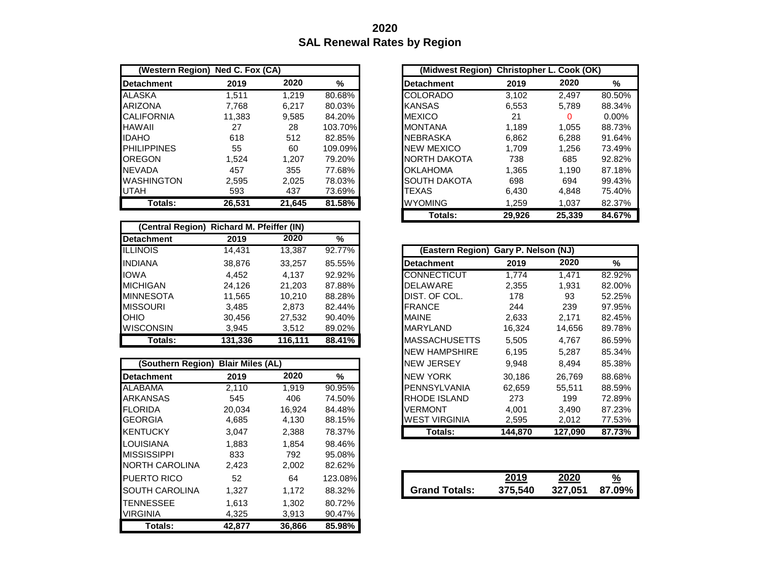# 2020
## SAL Renewal Rates by Region

| (Western Region) Ned C. Fox (CA) | | | |
|---|---|---|---|
| **Detachment** | **2019** | **2020** | **%** |
| ALASKA | 1,511 | 1,219 | 80.68% |
| ARIZONA | 7,768 | 6,217 | 80.03% |
| CALIFORNIA | 11,383 | 9,585 | 84.20% |
| HAWAII | 27 | 28 | 103.70% |
| IDAHO | 618 | 512 | 82.85% |
| PHILIPPINES | 55 | 60 | 109.09% |
| OREGON | 1,524 | 1,207 | 79.20% |
| NEVADA | 457 | 355 | 77.68% |
| WASHINGTON | 2,595 | 2,025 | 78.03% |
| UTAH | 593 | 437 | 73.69% |
| **Totals:** | **26,531** | **21,645** | **81.58%** |

| (Central Region) Richard M. Pfeiffer (IN) | | | |
|---|---|---|---|
| **Detachment** | **2019** | **2020** | **%** |
| ILLINOIS | 14,431 | 13,387 | 92.77% |
| INDIANA | 38,876 | 33,257 | 85.55% |
| IOWA | 4,452 | 4,137 | 92.92% |
| MICHIGAN | 24,126 | 21,203 | 87.88% |
| MINNESOTA | 11,565 | 10,210 | 88.28% |
| MISSOURI | 3,485 | 2,873 | 82.44% |
| OHIO | 30,456 | 27,532 | 90.40% |
| WISCONSIN | 3,945 | 3,512 | 89.02% |
| **Totals:** | **131,336** | **116,111** | **88.41%** |

| (Southern Region) Blair Miles (AL) | | | |
|---|---|---|---|
| **Detachment** | **2019** | **2020** | **%** |
| ALABAMA | 2,110 | 1,919 | 90.95% |
| ARKANSAS | 545 | 406 | 74.50% |
| FLORIDA | 20,034 | 16,924 | 84.48% |
| GEORGIA | 4,685 | 4,130 | 88.15% |
| KENTUCKY | 3,047 | 2,388 | 78.37% |
| LOUISIANA | 1,883 | 1,854 | 98.46% |
| MISSISSIPPI | 833 | 792 | 95.08% |
| NORTH CAROLINA | 2,423 | 2,002 | 82.62% |
| PUERTO RICO | 52 | 64 | 123.08% |
| SOUTH CAROLINA | 1,327 | 1,172 | 88.32% |
| TENNESSEE | 1,613 | 1,302 | 80.72% |
| VIRGINIA | 4,325 | 3,913 | 90.47% |
| **Totals:** | **42,877** | **36,866** | **85.98%** |

| (Midwest Region) Christopher L. Cook (OK) | | | |
|---|---|---|---|
| **Detachment** | **2019** | **2020** | **%** |
| COLORADO | 3,102 | 2,497 | 80.50% |
| KANSAS | 6,553 | 5,789 | 88.34% |
| MEXICO | 21 | 0 | 0.00% |
| MONTANA | 1,189 | 1,055 | 88.73% |
| NEBRASKA | 6,862 | 6,288 | 91.64% |
| NEW MEXICO | 1,709 | 1,256 | 73.49% |
| NORTH DAKOTA | 738 | 685 | 92.82% |
| OKLAHOMA | 1,365 | 1,190 | 87.18% |
| SOUTH DAKOTA | 698 | 694 | 99.43% |
| TEXAS | 6,430 | 4,848 | 75.40% |
| WYOMING | 1,259 | 1,037 | 82.37% |
| **Totals:** | **29,926** | **25,339** | **84.67%** |

| (Eastern Region) Gary P. Nelson (NJ) | | | |
|---|---|---|---|
| **Detachment** | **2019** | **2020** | **%** |
| CONNECTICUT | 1,774 | 1,471 | 82.92% |
| DELAWARE | 2,355 | 1,931 | 82.00% |
| DIST. OF COL. | 178 | 93 | 52.25% |
| FRANCE | 244 | 239 | 97.95% |
| MAINE | 2,633 | 2,171 | 82.45% |
| MARYLAND | 16,324 | 14,656 | 89.78% |
| MASSACHUSETTS | 5,505 | 4,767 | 86.59% |
| NEW HAMPSHIRE | 6,195 | 5,287 | 85.34% |
| NEW JERSEY | 9,948 | 8,494 | 85.38% |
| NEW YORK | 30,186 | 26,769 | 88.68% |
| PENNSYLVANIA | 62,659 | 55,511 | 88.59% |
| RHODE ISLAND | 273 | 199 | 72.89% |
| VERMONT | 4,001 | 3,490 | 87.23% |
| WEST VIRGINIA | 2,595 | 2,012 | 77.53% |
| **Totals:** | **144,870** | **127,090** | **87.73%** |

| | **2019** | **2020** | **%** |
|---|---|---|---|
| **Grand Totals:** | **375,540** | **327,051** | **87.09%** |